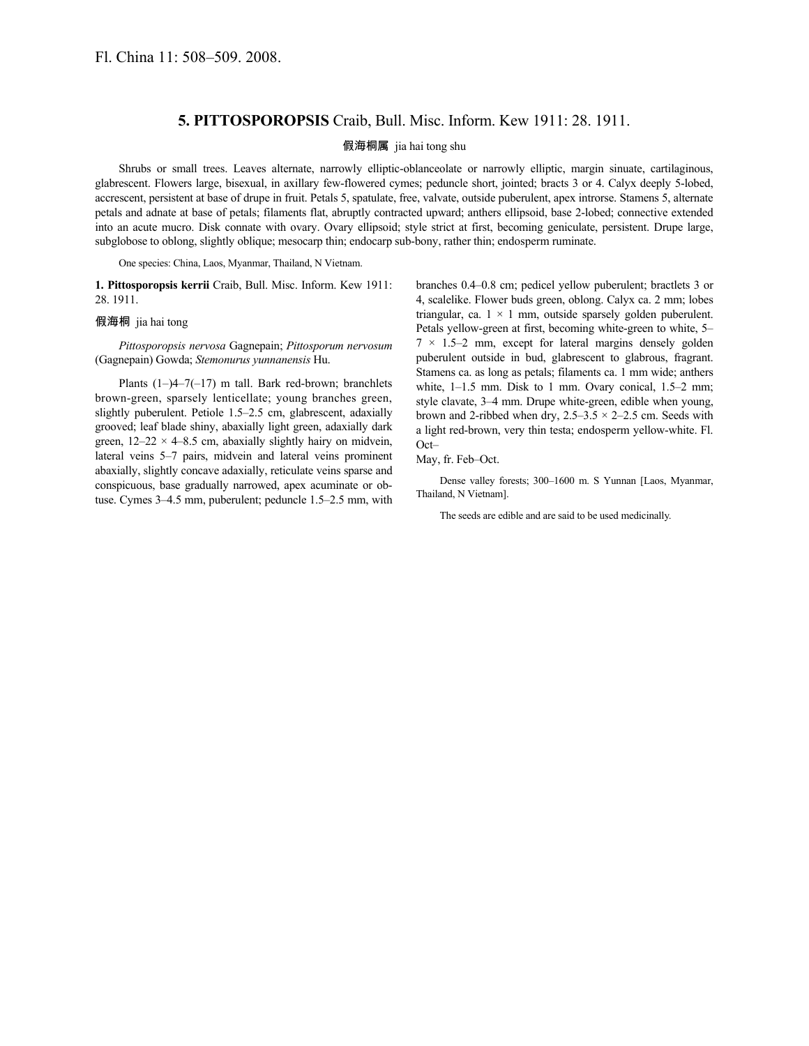Fl. China 11: 508–509. 2008.

## 5. PITTOSPOROPSIS Craib, Bull. Misc. Inform. Kew 1911: 28. 1911.

假海桐属 jia hai tong shu

Shrubs or small trees. Leaves alternate, narrowly elliptic-oblanceolate or narrowly elliptic, margin sinuate, cartilaginous, glabrescent. Flowers large, bisexual, in axillary few-flowered cymes; peduncle short, jointed; bracts 3 or 4. Calyx deeply 5-lobed, accrescent, persistent at base of drupe in fruit. Petals 5, spatulate, free, valvate, outside puberulent, apex introrse. Stamens 5, alternate petals and adnate at base of petals; filaments flat, abruptly contracted upward; anthers ellipsoid, base 2-lobed; connective extended into an acute mucro. Disk connate with ovary. Ovary ellipsoid; style strict at first, becoming geniculate, persistent. Drupe large, subglobose to oblong, slightly oblique; mesocarp thin; endocarp sub-bony, rather thin; endosperm ruminate.

One species: China, Laos, Myanmar, Thailand, N Vietnam.

**1. Pittosporopsis kerrii** Craib, Bull. Misc. Inform. Kew 1911: 28. 1911.

假海桐 jia hai tong

*Pittosporopsis nervosa* Gagnepain; *Pittosporum nervosum* (Gagnepain) Gowda; *Stemonurus yunnanensis* Hu.

Plants (1–)4–7(–17) m tall. Bark red-brown; branchlets brown-green, sparsely lenticellate; young branches green, slightly puberulent. Petiole 1.5–2.5 cm, glabrescent, adaxially grooved; leaf blade shiny, abaxially light green, adaxially dark green, 12–22 × 4–8.5 cm, abaxially slightly hairy on midvein, lateral veins 5–7 pairs, midvein and lateral veins prominent abaxially, slightly concave adaxially, reticulate veins sparse and conspicuous, base gradually narrowed, apex acuminate or obtuse. Cymes 3–4.5 mm, puberulent; peduncle 1.5–2.5 mm, with branches 0.4–0.8 cm; pedicel yellow puberulent; bractlets 3 or 4, scalelike. Flower buds green, oblong. Calyx ca. 2 mm; lobes triangular, ca. 1 × 1 mm, outside sparsely golden puberulent. Petals yellow-green at first, becoming white-green to white, 5–7 × 1.5–2 mm, except for lateral margins densely golden puberulent outside in bud, glabrescent to glabrous, fragrant. Stamens ca. as long as petals; filaments ca. 1 mm wide; anthers white, 1–1.5 mm. Disk to 1 mm. Ovary conical, 1.5–2 mm; style clavate, 3–4 mm. Drupe white-green, edible when young, brown and 2-ribbed when dry, 2.5–3.5 × 2–2.5 cm. Seeds with a light red-brown, very thin testa; endosperm yellow-white. Fl. Oct–May, fr. Feb–Oct.

Dense valley forests; 300–1600 m. S Yunnan [Laos, Myanmar, Thailand, N Vietnam].

The seeds are edible and are said to be used medicinally.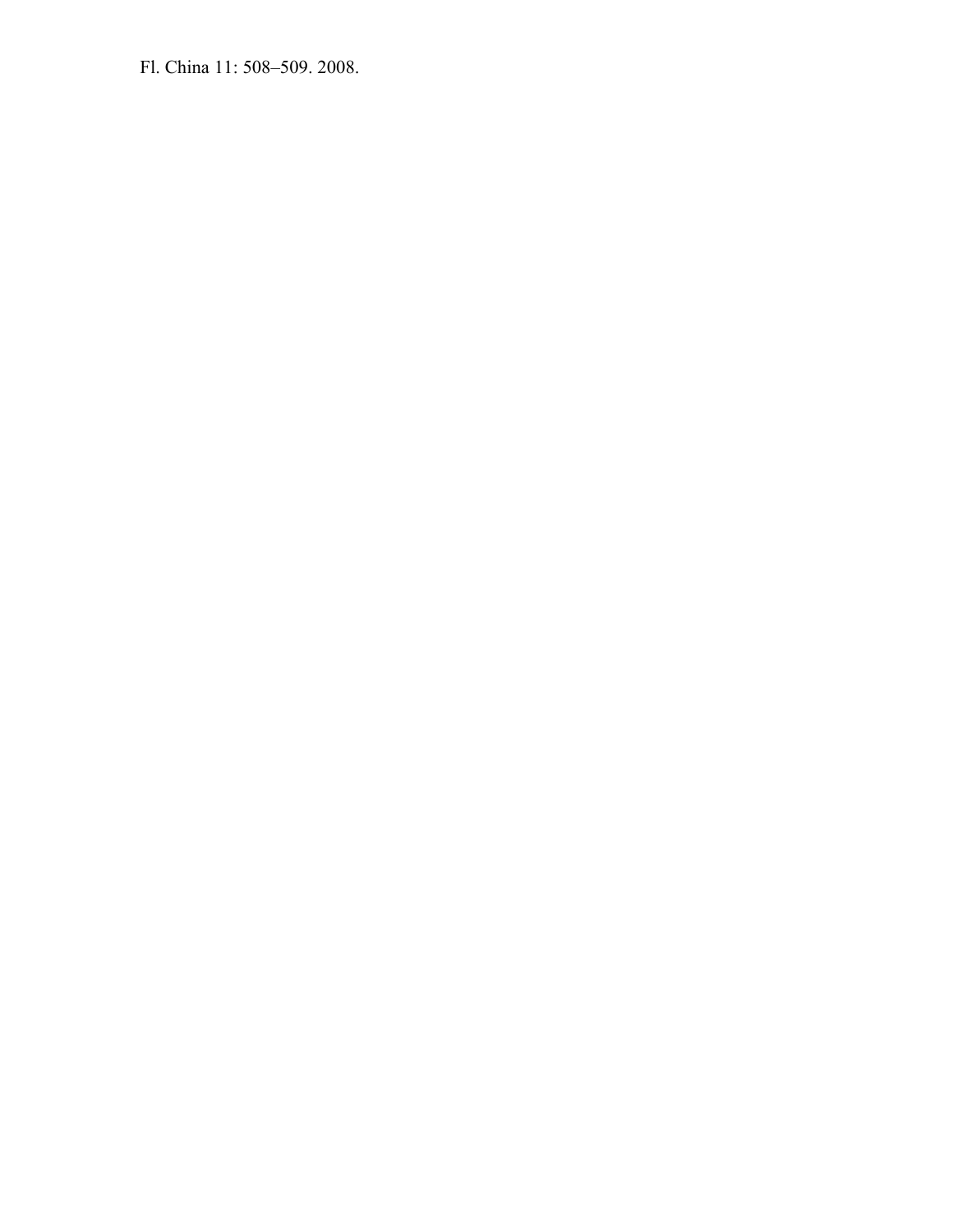Fl. China 11: 508–509. 2008.